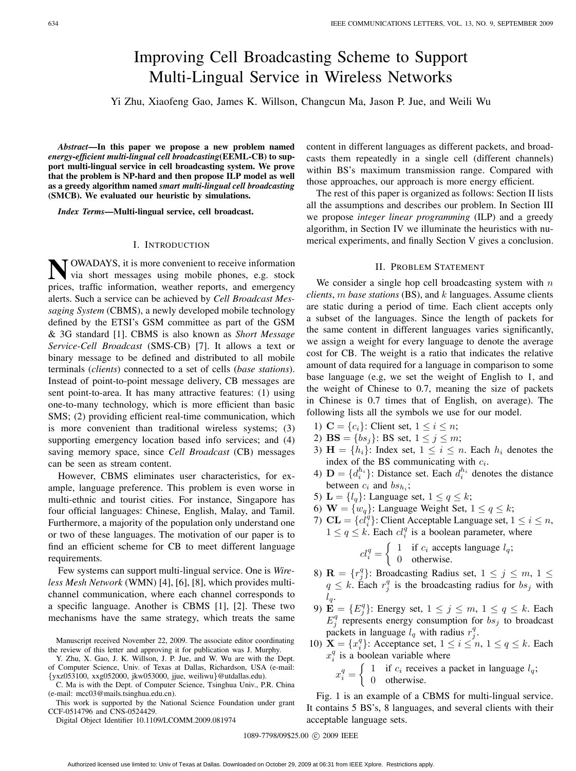# Improving Cell Broadcasting Scheme to Support Multi-Lingual Service in Wireless Networks

Yi Zhu, Xiaofeng Gao, James K. Willson, Changcun Ma, Jason P. Jue, and Weili Wu

***Abstract*—In this paper we propose a new problem named *energy-efficient multi-lingual cell broadcasting*(EEML-CB) to support multi-lingual service in cell broadcasting system. We prove that the problem is NP-hard and then propose ILP model as well as a greedy algorithm named *smart multi-lingual cell broadcasting* (SMCB). We evaluated our heuristic by simulations.**

***Index Terms*—Multi-lingual service, cell broadcast.**

## I. Introduction

Nowadays, it is more convenient to receive information via short messages using mobile phones, e.g. stock prices, traffic information, weather reports, and emergency alerts. Such a service can be achieved by *Cell Broadcast Messaging System* (CBMS), a newly developed mobile technology defined by the ETSI's GSM committee as part of the GSM & 3G standard [1]. CBMS is also known as *Short Message Service-Cell Broadcast* (SMS-CB) [7]. It allows a text or binary message to be defined and distributed to all mobile terminals (*clients*) connected to a set of cells (*base stations*). Instead of point-to-point message delivery, CB messages are sent point-to-area. It has many attractive features: (1) using one-to-many technology, which is more efficient than basic SMS; (2) providing efficient real-time communication, which is more convenient than traditional wireless systems; (3) supporting emergency location based info services; and (4) saving memory space, since *Cell Broadcast* (CB) messages can be seen as stream content.

However, CBMS eliminates user characteristics, for example, language preference. This problem is even worse in multi-ethnic and tourist cities. For instance, Singapore has four official languages: Chinese, English, Malay, and Tamil. Furthermore, a majority of the population only understand one or two of these languages. The motivation of our paper is to find an efficient scheme for CB to meet different language requirements.

Few systems can support multi-lingual service. One is *Wireless Mesh Network* (WMN) [4], [6], [8], which provides multi-channel communication, where each channel corresponds to a specific language. Another is CBMS [1], [2]. These two mechanisms have the same strategy, which treats the same content in different languages as different packets, and broadcasts them repeatedly in a single cell (different channels) within BS's maximum transmission range. Compared with those approaches, our approach is more energy efficient.

The rest of this paper is organized as follows: Section II lists all the assumptions and describes our problem. In Section III we propose *integer linear programming* (ILP) and a greedy algorithm, in Section IV we illuminate the heuristics with numerical experiments, and finally Section V gives a conclusion.

## II. Problem Statement

We consider a single hop cell broadcasting system with $n$ *clients*, $m$ *base stations* (BS), and $k$ languages. Assume clients are static during a period of time. Each client accepts only a subset of the languages. Since the length of packets for the same content in different languages varies significantly, we assign a weight for every language to denote the average cost for CB. The weight is a ratio that indicates the relative amount of data required for a language in comparison to some base language (e.g, we set the weight of English to 1, and the weight of Chinese to 0.7, meaning the size of packets in Chinese is 0.7 times that of English, on average). The following lists all the symbols we use for our model.

1) $\mathbf{C} = \{c_i\}$: Client set, $1 \leq i \leq n$;
2) $\mathbf{BS} = \{bs_j\}$: BS set, $1 \leq j \leq m$;
3) $\mathbf{H} = \{h_i\}$: Index set, $1 \leq i \leq n$. Each $h_i$ denotes the index of the BS communicating with $c_i$.
4) $\mathbf{D} = \{d_i^{h_i}\}$: Distance set. Each $d_i^{h_i}$ denotes the distance between $c_i$ and $bs_{h_i}$;
5) $\mathbf{L} = \{l_q\}$: Language set, $1 \leq q \leq k$;
6) $\mathbf{W} = \{w_q\}$: Language Weight Set, $1 \leq q \leq k$;
7) $\mathbf{CL} = \{cl_i^q\}$: Client Acceptable Language set, $1 \leq i \leq n$, $1 \leq q \leq k$. Each $cl_i^q$ is a boolean parameter, where
$$cl_i^q = \begin{cases} 1 & \text{if } c_i \text{ accepts language } l_q; \\ 0 & \text{otherwise.} \end{cases}$$
8) $\mathbf{R} = \{r_j^q\}$: Broadcasting Radius set, $1 \leq j \leq m$, $1 \leq q \leq k$. Each $r_j^q$ is the broadcasting radius for $bs_j$ with $l_q$.
9) $\mathbf{E} = \{E_j^q\}$: Energy set, $1 \leq j \leq m$, $1 \leq q \leq k$. Each $E_j^q$ represents energy consumption for $bs_j$ to broadcast packets in language $l_q$ with radius $r_j^q$.
10) $\mathbf{X} = \{x_i^q\}$: Acceptance set, $1 \leq i \leq n$, $1 \leq q \leq k$. Each $x_i^q$ is a boolean variable where
$$x_i^q = \begin{cases} 1 & \text{if } c_i \text{ receives a packet in language } l_q; \\ 0 & \text{otherwise.} \end{cases}$$

Fig. 1 is an example of a CBMS for multi-lingual service. It contains 5 BS's, 8 languages, and several clients with their acceptable language sets.

Manuscript received November 22, 2009. The associate editor coordinating the review of this letter and approving it for publication was J. Murphy.

Y. Zhu, X. Gao, J. K. Willson, J. P. Jue, and W. Wu are with the Dept. of Computer Science, Univ. of Texas at Dallas, Richardson, USA (e-mail: {yxz053100, xxg052000, jkw053000, jjue, weiliwu}@utdallas.edu).

C. Ma is with the Dept. of Computer Science, Tsinghua Univ., P.R. China (e-mail: mcc03@mails.tsinghua.edu.cn).

This work is supported by the National Science Foundation under grant CCF-0514796 and CNS-0524429.

Digital Object Identifier 10.1109/LCOMM.2009.081974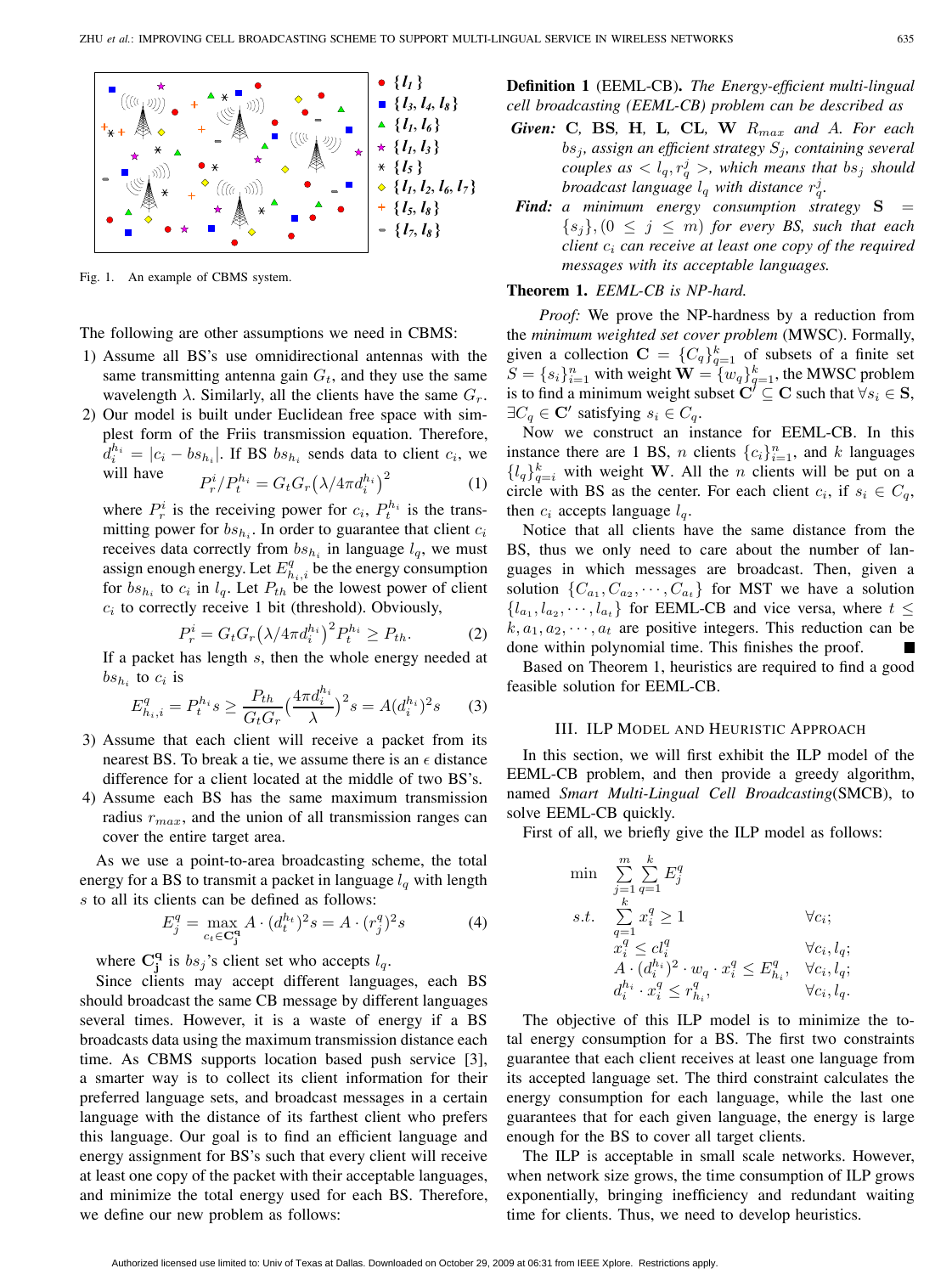Fig. 1. An example of CBMS system.

The following are other assumptions we need in CBMS:

1) Assume all BS's use omnidirectional antennas with the same transmitting antenna gain $G_t$, and they use the same wavelength $\lambda$. Similarly, all the clients have the same $G_r$.
2) Our model is built under Euclidean free space with simplest form of the Friis transmission equation. Therefore, $d_i^{h_i} = |c_i - bs_{h_i}|$. If BS $bs_{h_i}$ sends data to client $c_i$, we will have

$$P_r^i / P_t^{h_i} = G_t G_r \big(\lambda / 4\pi d_i^{h_i}\big)^2 \qquad (1)$$

where $P_r^i$ is the receiving power for $c_i$, $P_t^{h_i}$ is the transmitting power for $bs_{h_i}$. In order to guarantee that client $c_i$ receives data correctly from $bs_{h_i}$ in language $l_q$, we must assign enough energy. Let $E_{h_i,i}^q$ be the energy consumption for $bs_{h_i}$ to $c_i$ in $l_q$. Let $P_{th}$ be the lowest power of client $c_i$ to correctly receive 1 bit (threshold). Obviously,

$$P_r^i = G_t G_r \big(\lambda / 4\pi d_i^{h_i}\big)^2 P_t^{h_i} \geq P_{th}. \qquad (2)$$

If a packet has length $s$, then the whole energy needed at $bs_{h_i}$ to $c_i$ is

$$E_{h_i,i}^q = P_t^{h_i} s \geq \frac{P_{th}}{G_t G_r}\Big(\frac{4\pi d_i^{h_i}}{\lambda}\Big)^2 s = A(d_i^{h_i})^2 s \qquad (3)$$

3) Assume that each client will receive a packet from its nearest BS. To break a tie, we assume there is an $\epsilon$ distance difference for a client located at the middle of two BS's.
4) Assume each BS has the same maximum transmission radius $r_{max}$, and the union of all transmission ranges can cover the entire target area.

As we use a point-to-area broadcasting scheme, the total energy for a BS to transmit a packet in language $l_q$ with length $s$ to all its clients can be defined as follows:

$$E_j^q = \max_{c_t \in \mathbf{C_j^q}} A \cdot (d_t^{h_t})^2 s = A \cdot (r_j^q)^2 s \qquad (4)$$

where $\mathbf{C_j^q}$ is $bs_j$'s client set who accepts $l_q$.

Since clients may accept different languages, each BS should broadcast the same CB message by different languages several times. However, it is a waste of energy if a BS broadcasts data using the maximum transmission distance each time. As CBMS supports location based push service [3], a smarter way is to collect its client information for their preferred language sets, and broadcast messages in a certain language with the distance of its farthest client who prefers this language. Our goal is to find an efficient language and energy assignment for BS's such that every client will receive at least one copy of the packet with their acceptable languages, and minimize the total energy used for each BS. Therefore, we define our new problem as follows:

**Definition 1** (EEML-CB). *The Energy-efficient multi-lingual cell broadcasting (EEML-CB) problem can be described as*

***Given:*** *$\mathbf{C}$, $\mathbf{BS}$, $\mathbf{H}$, $\mathbf{L}$, $\mathbf{CL}$, $\mathbf{W}$ $R_{max}$ and $A$. For each $bs_j$, assign an efficient strategy $S_j$, containing several couples as $< l_q, r_q^j >$, which means that $bs_j$ should broadcast language $l_q$ with distance $r_q^j$.*

***Find:*** *a minimum energy consumption strategy $\mathbf{S} = \{s_j\}, (0 \leq j \leq m)$ for every BS, such that each client $c_i$ can receive at least one copy of the required messages with its acceptable languages.*

**Theorem 1.** *EEML-CB is NP-hard.*

*Proof:* We prove the NP-hardness by a reduction from the *minimum weighted set cover problem* (MWSC). Formally, given a collection $\mathbf{C} = \{C_q\}_{q=1}^k$ of subsets of a finite set $S = \{s_i\}_{i=1}^n$ with weight $\mathbf{W} = \{w_q\}_{q=1}^k$, the MWSC problem is to find a minimum weight subset $\mathbf{C}' \subseteq \mathbf{C}$ such that $\forall s_i \in \mathbf{S}$, $\exists C_q \in \mathbf{C}'$ satisfying $s_i \in C_q$.

Now we construct an instance for EEML-CB. In this instance there are 1 BS, $n$ clients $\{c_i\}_{i=1}^n$, and $k$ languages $\{l_q\}_{q=i}^k$ with weight $\mathbf{W}$. All the $n$ clients will be put on a circle with BS as the center. For each client $c_i$, if $s_i \in C_q$, then $c_i$ accepts language $l_q$.

Notice that all clients have the same distance from the BS, thus we only need to care about the number of languages in which messages are broadcast. Then, given a solution $\{C_{a_1}, C_{a_2}, \cdots, C_{a_t}\}$ for MST we have a solution $\{l_{a_1}, l_{a_2}, \cdots, l_{a_t}\}$ for EEML-CB and vice versa, where $t \leq k, a_1, a_2, \cdots, a_t$ are positive integers. This reduction can be done within polynomial time. This finishes the proof. ■

Based on Theorem 1, heuristics are required to find a good feasible solution for EEML-CB.

## III. ILP Model and Heuristic Approach

In this section, we will first exhibit the ILP model of the EEML-CB problem, and then provide a greedy algorithm, named *Smart Multi-Lingual Cell Broadcasting*(SMCB), to solve EEML-CB quickly.

First of all, we briefly give the ILP model as follows:

$$\begin{aligned}
\min \quad & \sum_{j=1}^{m} \sum_{q=1}^{k} E_j^q & \\
s.t. \quad & \sum_{q=1}^{k} x_i^q \geq 1 & \forall c_i; \\
& x_i^q \leq cl_i^q & \forall c_i, l_q; \\
& A \cdot (d_i^{h_i})^2 \cdot w_q \cdot x_i^q \leq E_{h_i}^q, & \forall c_i, l_q; \\
& d_i^{h_i} \cdot x_i^q \leq r_{h_i}^q, & \forall c_i, l_q.
\end{aligned}$$

The objective of this ILP model is to minimize the total energy consumption for a BS. The first two constraints guarantee that each client receives at least one language from its accepted language set. The third constraint calculates the energy consumption for each language, while the last one guarantees that for each given language, the energy is large enough for the BS to cover all target clients.

The ILP is acceptable in small scale networks. However, when network size grows, the time consumption of ILP grows exponentially, bringing inefficiency and redundant waiting time for clients. Thus, we need to develop heuristics.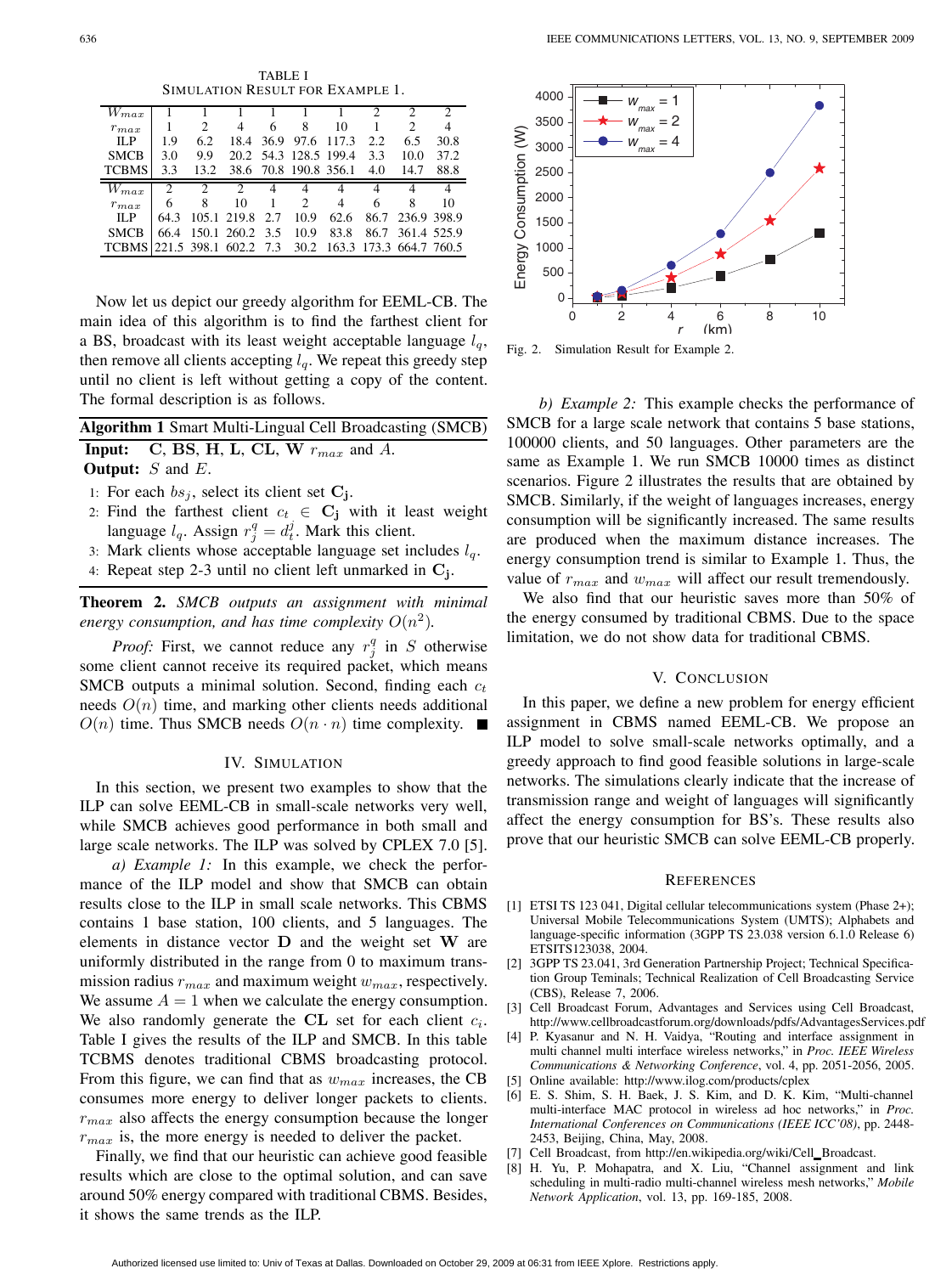TABLE I
SIMULATION RESULT FOR EXAMPLE 1.

| $W_{max}$ | 1 | 1 | 1 | 1 | 1 | 1 | 2 | 2 | 2 |
|---|---|---|---|---|---|---|---|---|---|
| $r_{max}$ | 1 | 2 | 4 | 6 | 8 | 10 | 1 | 2 | 4 |
| ILP | 1.9 | 6.2 | 18.4 | 36.9 | 97.6 | 117.3 | 2.2 | 6.5 | 30.8 |
| SMCB | 3.0 | 9.9 | 20.2 | 54.3 | 128.5 | 199.4 | 3.3 | 10.0 | 37.2 |
| TCBMS | 3.3 | 13.2 | 38.6 | 70.8 | 190.8 | 356.1 | 4.0 | 14.7 | 88.8 |
| $W_{max}$ | 2 | 2 | 2 | 4 | 4 | 4 | 4 | 4 | 4 |
| $r_{max}$ | 6 | 8 | 10 | 1 | 2 | 4 | 6 | 8 | 10 |
| ILP | 64.3 | 105.1 | 219.8 | 2.7 | 10.9 | 62.6 | 86.7 | 236.9 | 398.9 |
| SMCB | 66.4 | 150.1 | 260.2 | 3.5 | 10.9 | 83.8 | 86.7 | 361.4 | 525.9 |
| TCBMS | 221.5 | 398.1 | 602.2 | 7.3 | 30.2 | 163.3 | 173.3 | 664.7 | 760.5 |

Now let us depict our greedy algorithm for EEML-CB. The main idea of this algorithm is to find the farthest client for a BS, broadcast with its least weight acceptable language $l_q$, then remove all clients accepting $l_q$. We repeat this greedy step until no client is left without getting a copy of the content. The formal description is as follows.

**Algorithm 1** Smart Multi-Lingual Cell Broadcasting (SMCB)

**Input:** $\mathbf{C}$, $\mathbf{BS}$, $\mathbf{H}$, $\mathbf{L}$, $\mathbf{CL}$, $\mathbf{W}$ $r_{max}$ and $A$.
**Output:** $S$ and $E$.

1: For each $bs_j$, select its client set $\mathbf{C_j}$.
2: Find the farthest client $c_t \in \mathbf{C_j}$ with it least weight language $l_q$. Assign $r_j^q = d_t^j$. Mark this client.
3: Mark clients whose acceptable language set includes $l_q$.
4: Repeat step 2-3 until no client left unmarked in $\mathbf{C_j}$.

**Theorem 2.** *SMCB outputs an assignment with minimal energy consumption, and has time complexity $O(n^2)$.*

*Proof:* First, we cannot reduce any $r_j^q$ in $S$ otherwise some client cannot receive its required packet, which means SMCB outputs a minimal solution. Second, finding each $c_t$ needs $O(n)$ time, and marking other clients needs additional $O(n)$ time. Thus SMCB needs $O(n \cdot n)$ time complexity. ∎

## IV. SIMULATION

In this section, we present two examples to show that the ILP can solve EEML-CB in small-scale networks very well, while SMCB achieves good performance in both small and large scale networks. The ILP was solved by CPLEX 7.0 [5].

*a) Example 1:* In this example, we check the performance of the ILP model and show that SMCB can obtain results close to the ILP in small scale networks. This CBMS contains 1 base station, 100 clients, and 5 languages. The elements in distance vector $\mathbf{D}$ and the weight set $\mathbf{W}$ are uniformly distributed in the range from 0 to maximum transmission radius $r_{max}$ and maximum weight $w_{max}$, respectively. We assume $A = 1$ when we calculate the energy consumption. We also randomly generate the $\mathbf{CL}$ set for each client $c_i$. Table I gives the results of the ILP and SMCB. In this table TCBMS denotes traditional CBMS broadcasting protocol. From this figure, we can find that as $w_{max}$ increases, the CB consumes more energy to deliver longer packets to clients. $r_{max}$ also affects the energy consumption because the longer $r_{max}$ is, the more energy is needed to deliver the packet.

Finally, we find that our heuristic can achieve good feasible results which are close to the optimal solution, and can save around 50% energy compared with traditional CBMS. Besides, it shows the same trends as the ILP.

Energy Consumption (W)
4000
3500
3000
2500
2000
1500
1000
500
0
0 2 4 6 8 10
r (km)
$w_{max}$ = 1
$w_{max}$ = 2
$w_{max}$ = 4

Fig. 2. Simulation Result for Example 2.

*b) Example 2:* This example checks the performance of SMCB for a large scale network that contains 5 base stations, 100000 clients, and 50 languages. Other parameters are the same as Example 1. We run SMCB 10000 times as distinct scenarios. Figure 2 illustrates the results that are obtained by SMCB. Similarly, if the weight of languages increases, energy consumption will be significantly increased. The same results are produced when the maximum distance increases. The energy consumption trend is similar to Example 1. Thus, the value of $r_{max}$ and $w_{max}$ will affect our result tremendously.

We also find that our heuristic saves more than 50% of the energy consumed by traditional CBMS. Due to the space limitation, we do not show data for traditional CBMS.

## V. CONCLUSION

In this paper, we define a new problem for energy efficient assignment in CBMS named EEML-CB. We propose an ILP model to solve small-scale networks optimally, and a greedy approach to find good feasible solutions in large-scale networks. The simulations clearly indicate that the increase of transmission range and weight of languages will significantly affect the energy consumption for BS's. These results also prove that our heuristic SMCB can solve EEML-CB properly.

## REFERENCES

[1] ETSI TS 123 041, Digital cellular telecommunications system (Phase 2+); Universal Mobile Telecommunications System (UMTS); Alphabets and language-specific information (3GPP TS 23.038 version 6.1.0 Release 6) ETSITS123038, 2004.

[2] 3GPP TS 23.041, 3rd Generation Partnership Project; Technical Specification Group Teminals; Technical Realization of Cell Broadcasting Service (CBS), Release 7, 2006.

[3] Cell Broadcast Forum, Advantages and Services using Cell Broadcast, http://www.cellbroadcastforum.org/downloads/pdfs/AdvantagesServices.pdf

[4] P. Kyasanur and N. H. Vaidya, "Routing and interface assignment in multi channel multi interface wireless networks," in *Proc. IEEE Wireless Communications & Networking Conference*, vol. 4, pp. 2051-2056, 2005.

[5] Online available: http://www.ilog.com/products/cplex

[6] E. S. Shim, S. H. Baek, J. S. Kim, and D. K. Kim, "Multi-channel multi-interface MAC protocol in wireless ad hoc networks," in *Proc. International Conferences on Communications (IEEE ICC'08)*, pp. 2448-2453, Beijing, China, May, 2008.

[7] Cell Broadcast, from http://en.wikipedia.org/wiki/Cell_Broadcast.

[8] H. Yu, P. Mohapatra, and X. Liu, "Channel assignment and link scheduling in multi-radio multi-channel wireless mesh networks," *Mobile Network Application*, vol. 13, pp. 169-185, 2008.